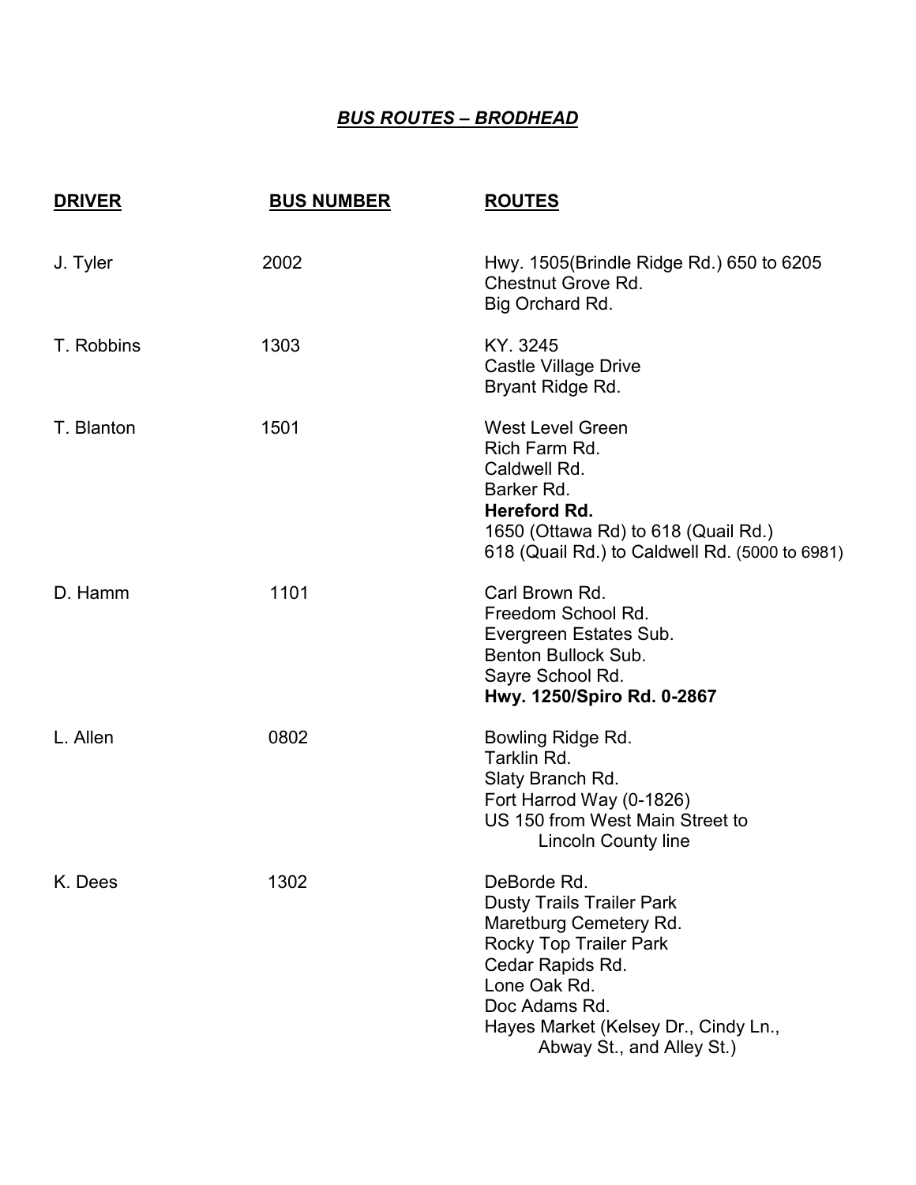# ***BUS ROUTES – BRODHEAD***

| DRIVER | BUS NUMBER | ROUTES |
|---|---|---|
| J. Tyler | 2002 | Hwy. 1505(Brindle Ridge Rd.) 650 to 6205<br>Chestnut Grove Rd.<br>Big Orchard Rd. |
| T. Robbins | 1303 | KY. 3245<br>Castle Village Drive<br>Bryant Ridge Rd. |
| T. Blanton | 1501 | West Level Green<br>Rich Farm Rd.<br>Caldwell Rd.<br>Barker Rd.<br>**Hereford Rd.**<br>1650 (Ottawa Rd) to 618 (Quail Rd.)<br>618 (Quail Rd.) to Caldwell Rd. (5000 to 6981) |
| D. Hamm | 1101 | Carl Brown Rd.<br>Freedom School Rd.<br>Evergreen Estates Sub.<br>Benton Bullock Sub.<br>Sayre School Rd.<br>**Hwy. 1250/Spiro Rd. 0-2867** |
| L. Allen | 0802 | Bowling Ridge Rd.<br>Tarklin Rd.<br>Slaty Branch Rd.<br>Fort Harrod Way (0-1826)<br>US 150 from West Main Street to Lincoln County line |
| K. Dees | 1302 | DeBorde Rd.<br>Dusty Trails Trailer Park<br>Maretburg Cemetery Rd.<br>Rocky Top Trailer Park<br>Cedar Rapids Rd.<br>Lone Oak Rd.<br>Doc Adams Rd.<br>Hayes Market (Kelsey Dr., Cindy Ln., Abway St., and Alley St.) |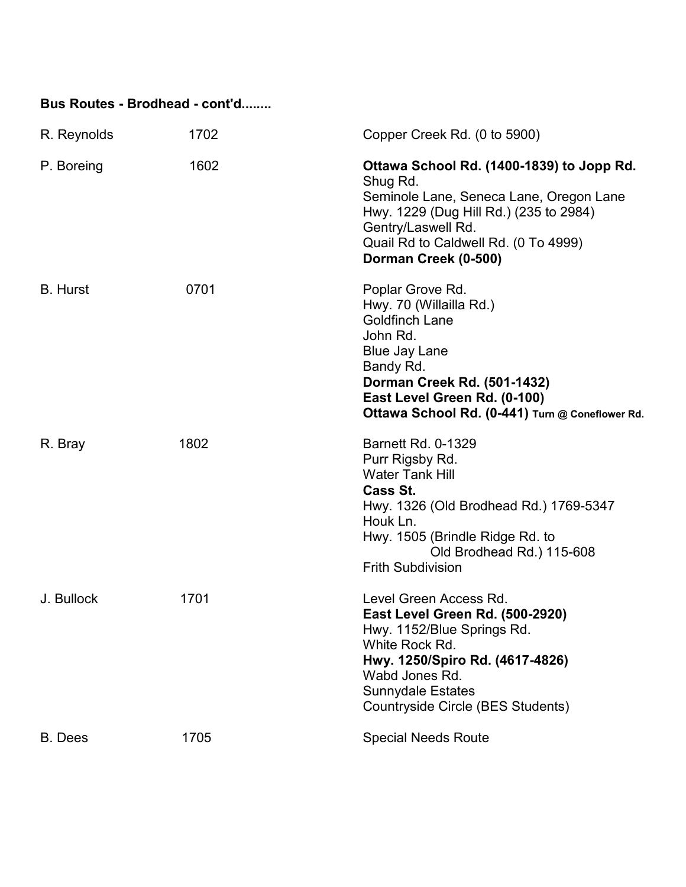**Bus Routes - Brodhead - cont'd........**

| | | |
|---|---|---|
| R. Reynolds | 1702 | Copper Creek Rd. (0 to 5900) |
| P. Boreing | 1602 | **Ottawa School Rd. (1400-1839) to Jopp Rd.**<br>Shug Rd.<br>Seminole Lane, Seneca Lane, Oregon Lane<br>Hwy. 1229 (Dug Hill Rd.) (235 to 2984)<br>Gentry/Laswell Rd.<br>Quail Rd to Caldwell Rd. (0 To 4999)<br>**Dorman Creek (0-500)** |
| B. Hurst | 0701 | Poplar Grove Rd.<br>Hwy. 70 (Willailla Rd.)<br>Goldfinch Lane<br>John Rd.<br>Blue Jay Lane<br>Bandy Rd.<br>**Dorman Creek Rd. (501-1432)**<br>**East Level Green Rd. (0-100)**<br>**Ottawa School Rd. (0-441) Turn @ Coneflower Rd.** |
| R. Bray | 1802 | Barnett Rd. 0-1329<br>Purr Rigsby Rd.<br>Water Tank Hill<br>**Cass St.**<br>Hwy. 1326 (Old Brodhead Rd.) 1769-5347<br>Houk Ln.<br>Hwy. 1505 (Brindle Ridge Rd. to Old Brodhead Rd.) 115-608<br>Frith Subdivision |
| J. Bullock | 1701 | Level Green Access Rd.<br>**East Level Green Rd. (500-2920)**<br>Hwy. 1152/Blue Springs Rd.<br>White Rock Rd.<br>**Hwy. 1250/Spiro Rd. (4617-4826)**<br>Wabd Jones Rd.<br>Sunnydale Estates<br>Countryside Circle (BES Students) |
| B. Dees | 1705 | Special Needs Route |